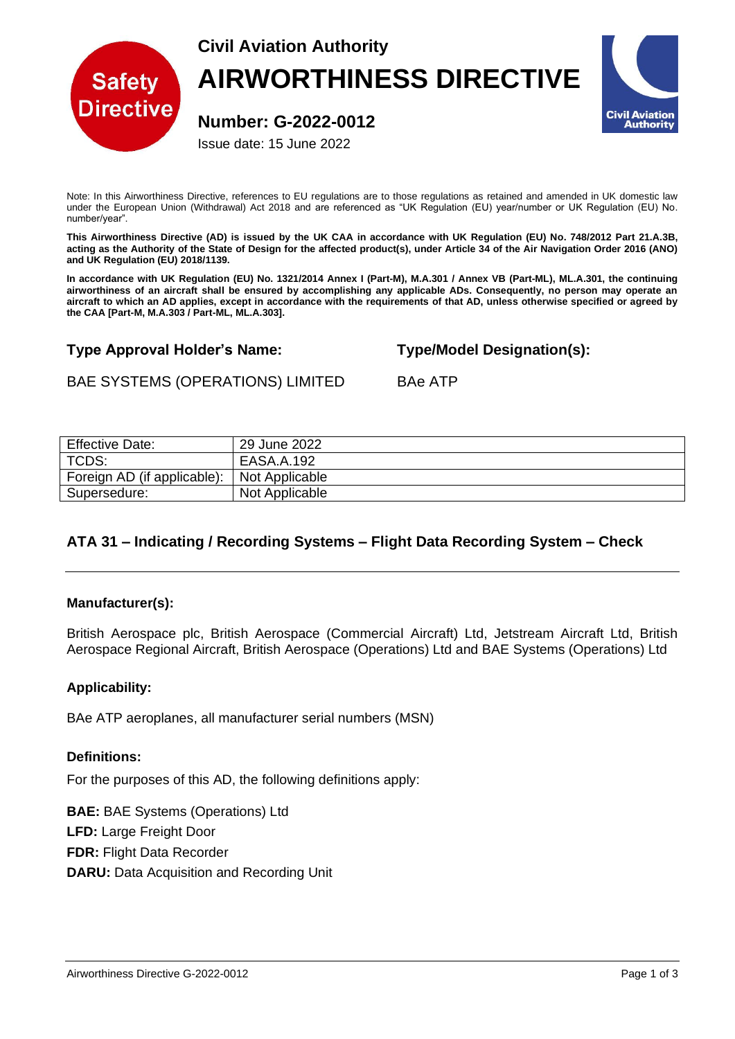Safety Directive

**Civil Aviation Authority**

# AIRWORTHINESS DIRECTIVE

## Number: G-2022-0012

Issue date: 15 June 2022

Civil Aviation Authority

Note: In this Airworthiness Directive, references to EU regulations are to those regulations as retained and amended in UK domestic law under the European Union (Withdrawal) Act 2018 and are referenced as "UK Regulation (EU) year/number or UK Regulation (EU) No. number/year".

**This Airworthiness Directive (AD) is issued by the UK CAA in accordance with UK Regulation (EU) No. 748/2012 Part 21.A.3B, acting as the Authority of the State of Design for the affected product(s), under Article 34 of the Air Navigation Order 2016 (ANO) and UK Regulation (EU) 2018/1139.**

**In accordance with UK Regulation (EU) No. 1321/2014 Annex I (Part-M), M.A.301 / Annex VB (Part-ML), ML.A.301, the continuing airworthiness of an aircraft shall be ensured by accomplishing any applicable ADs. Consequently, no person may operate an aircraft to which an AD applies, except in accordance with the requirements of that AD, unless otherwise specified or agreed by the CAA [Part-M, M.A.303 / Part-ML, ML.A.303].**

| **Type Approval Holder's Name:** | **Type/Model Designation(s):** |
|---|---|
| BAE SYSTEMS (OPERATIONS) LIMITED | BAe ATP |

| | |
|---|---|
| Effective Date: | 29 June 2022 |
| TCDS: | EASA.A.192 |
| Foreign AD (if applicable): | Not Applicable |
| Supersedure: | Not Applicable |

### ATA 31 – Indicating / Recording Systems – Flight Data Recording System – Check

**Manufacturer(s):**

British Aerospace plc, British Aerospace (Commercial Aircraft) Ltd, Jetstream Aircraft Ltd, British Aerospace Regional Aircraft, British Aerospace (Operations) Ltd and BAE Systems (Operations) Ltd

**Applicability:**

BAe ATP aeroplanes, all manufacturer serial numbers (MSN)

**Definitions:**

For the purposes of this AD, the following definitions apply:

**BAE:** BAE Systems (Operations) Ltd
**LFD:** Large Freight Door
**FDR:** Flight Data Recorder
**DARU:** Data Acquisition and Recording Unit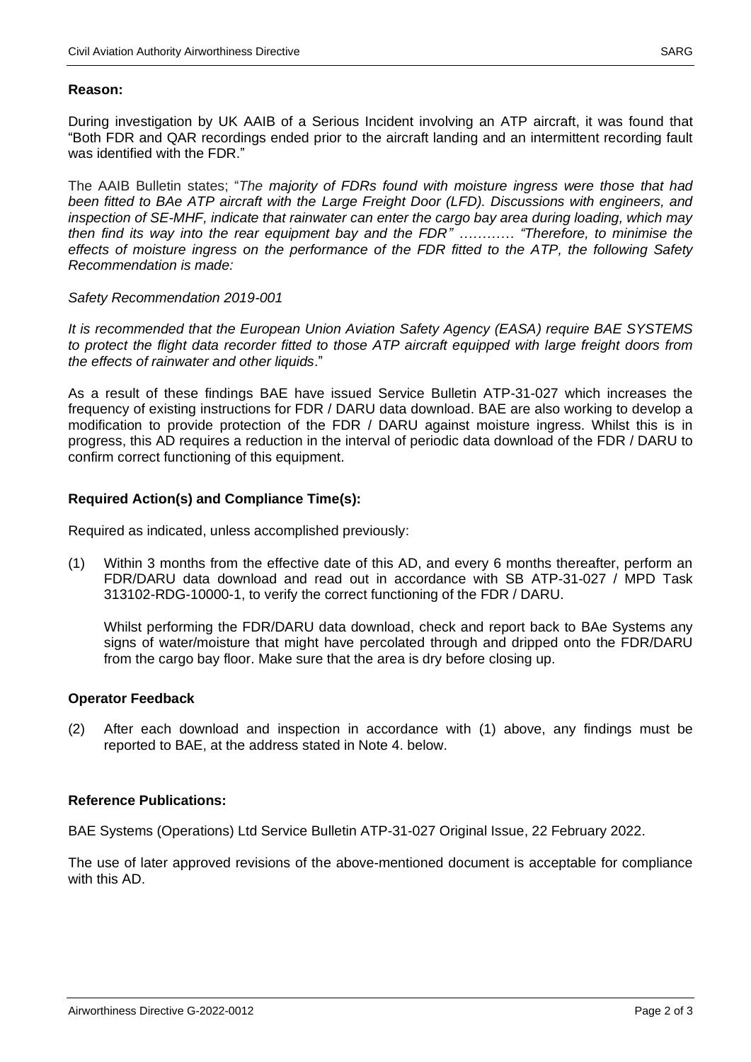**Reason:**

During investigation by UK AAIB of a Serious Incident involving an ATP aircraft, it was found that "Both FDR and QAR recordings ended prior to the aircraft landing and an intermittent recording fault was identified with the FDR."

The AAIB Bulletin states; "*The majority of FDRs found with moisture ingress were those that had been fitted to BAe ATP aircraft with the Large Freight Door (LFD). Discussions with engineers, and inspection of SE-MHF, indicate that rainwater can enter the cargo bay area during loading, which may then find its way into the rear equipment bay and the FDR" ………… "Therefore, to minimise the effects of moisture ingress on the performance of the FDR fitted to the ATP, the following Safety Recommendation is made:*

*Safety Recommendation 2019-001*

*It is recommended that the European Union Aviation Safety Agency (EASA) require BAE SYSTEMS to protect the flight data recorder fitted to those ATP aircraft equipped with large freight doors from the effects of rainwater and other liquids*."

As a result of these findings BAE have issued Service Bulletin ATP-31-027 which increases the frequency of existing instructions for FDR / DARU data download. BAE are also working to develop a modification to provide protection of the FDR / DARU against moisture ingress. Whilst this is in progress, this AD requires a reduction in the interval of periodic data download of the FDR / DARU to confirm correct functioning of this equipment.

**Required Action(s) and Compliance Time(s):**

Required as indicated, unless accomplished previously:

(1) Within 3 months from the effective date of this AD, and every 6 months thereafter, perform an FDR/DARU data download and read out in accordance with SB ATP-31-027 / MPD Task 313102-RDG-10000-1, to verify the correct functioning of the FDR / DARU.

Whilst performing the FDR/DARU data download, check and report back to BAe Systems any signs of water/moisture that might have percolated through and dripped onto the FDR/DARU from the cargo bay floor. Make sure that the area is dry before closing up.

**Operator Feedback**

(2) After each download and inspection in accordance with (1) above, any findings must be reported to BAE, at the address stated in Note 4. below.

**Reference Publications:**

BAE Systems (Operations) Ltd Service Bulletin ATP-31-027 Original Issue, 22 February 2022.

The use of later approved revisions of the above-mentioned document is acceptable for compliance with this AD.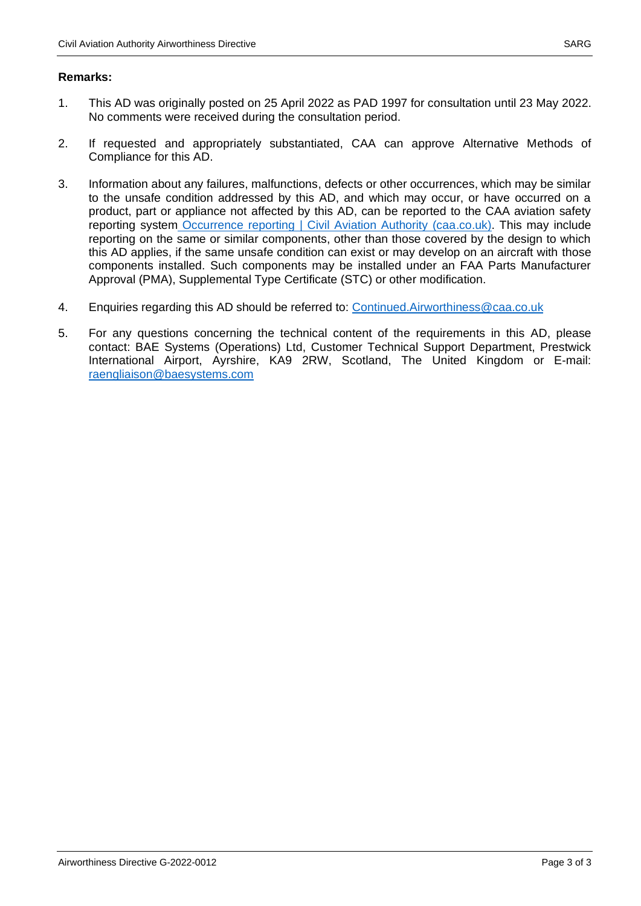**Remarks:**

1. This AD was originally posted on 25 April 2022 as PAD 1997 for consultation until 23 May 2022. No comments were received during the consultation period.

2. If requested and appropriately substantiated, CAA can approve Alternative Methods of Compliance for this AD.

3. Information about any failures, malfunctions, defects or other occurrences, which may be similar to the unsafe condition addressed by this AD, and which may occur, or have occurred on a product, part or appliance not affected by this AD, can be reported to the CAA aviation safety reporting system Occurrence reporting | Civil Aviation Authority (caa.co.uk). This may include reporting on the same or similar components, other than those covered by the design to which this AD applies, if the same unsafe condition can exist or may develop on an aircraft with those components installed. Such components may be installed under an FAA Parts Manufacturer Approval (PMA), Supplemental Type Certificate (STC) or other modification.

4. Enquiries regarding this AD should be referred to: Continued.Airworthiness@caa.co.uk

5. For any questions concerning the technical content of the requirements in this AD, please contact: BAE Systems (Operations) Ltd, Customer Technical Support Department, Prestwick International Airport, Ayrshire, KA9 2RW, Scotland, The United Kingdom or E-mail: raengliaison@baesystems.com